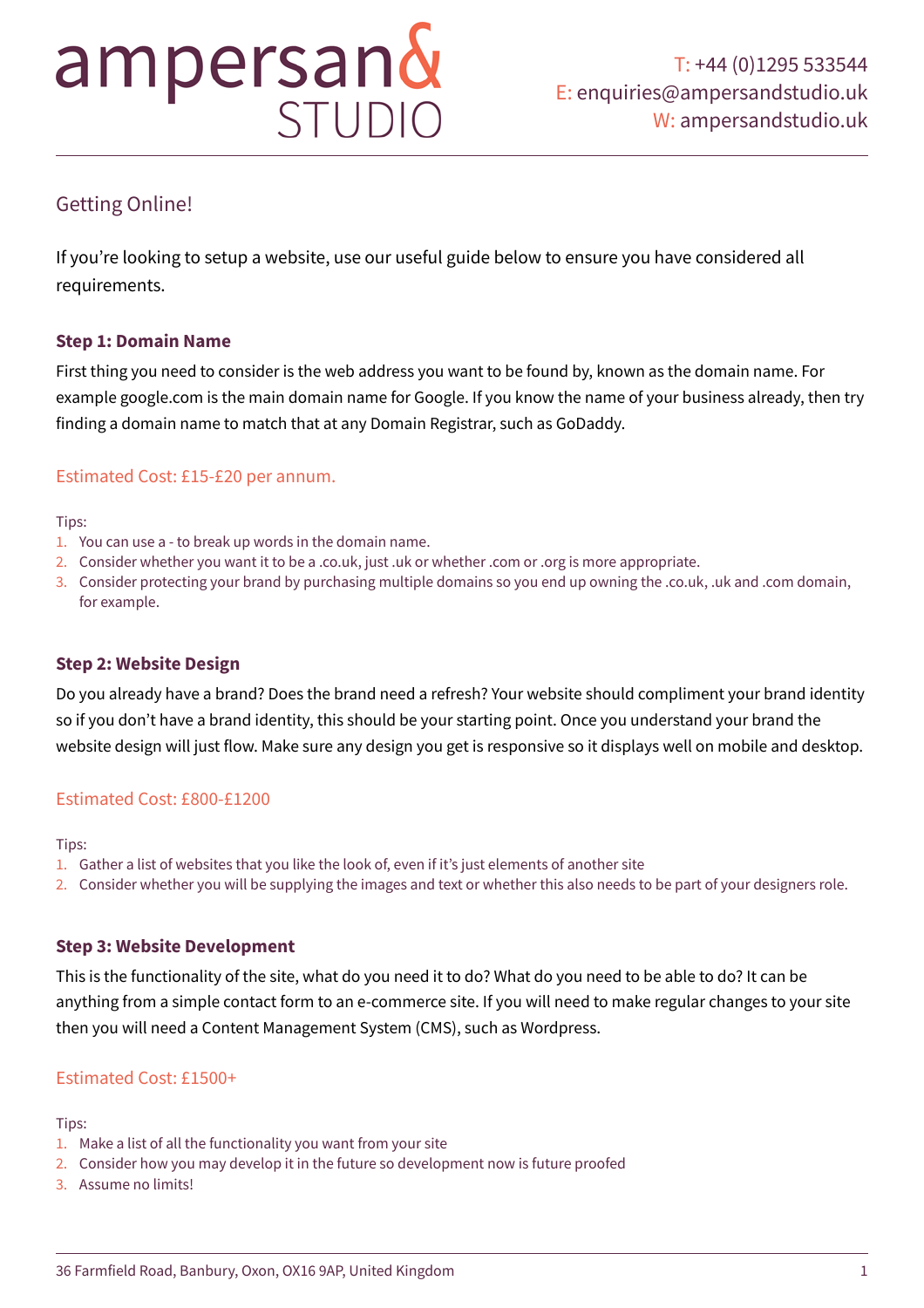ampersan& STUDIO

T: +44 (0)1295 533544
E: enquiries@ampersandstudio.uk
W: ampersandstudio.uk

## Getting Online!

If you're looking to setup a website, use our useful guide below to ensure you have considered all requirements.

### Step 1: Domain Name

First thing you need to consider is the web address you want to be found by, known as the domain name. For example google.com is the main domain name for Google. If you know the name of your business already, then try finding a domain name to match that at any Domain Registrar, such as GoDaddy.

Estimated Cost: £15-£20 per annum.

Tips:

1. You can use a - to break up words in the domain name.
2. Consider whether you want it to be a .co.uk, just .uk or whether .com or .org is more appropriate.
3. Consider protecting your brand by purchasing multiple domains so you end up owning the .co.uk, .uk and .com domain, for example.

### Step 2: Website Design

Do you already have a brand? Does the brand need a refresh? Your website should compliment your brand identity so if you don't have a brand identity, this should be your starting point. Once you understand your brand the website design will just flow. Make sure any design you get is responsive so it displays well on mobile and desktop.

Estimated Cost: £800-£1200

Tips:

1. Gather a list of websites that you like the look of, even if it's just elements of another site
2. Consider whether you will be supplying the images and text or whether this also needs to be part of your designers role.

### Step 3: Website Development

This is the functionality of the site, what do you need it to do? What do you need to be able to do? It can be anything from a simple contact form to an e-commerce site. If you will need to make regular changes to your site then you will need a Content Management System (CMS), such as Wordpress.

Estimated Cost: £1500+

Tips:

1. Make a list of all the functionality you want from your site
2. Consider how you may develop it in the future so development now is future proofed
3. Assume no limits!

36 Farmfield Road, Banbury, Oxon, OX16 9AP, United Kingdom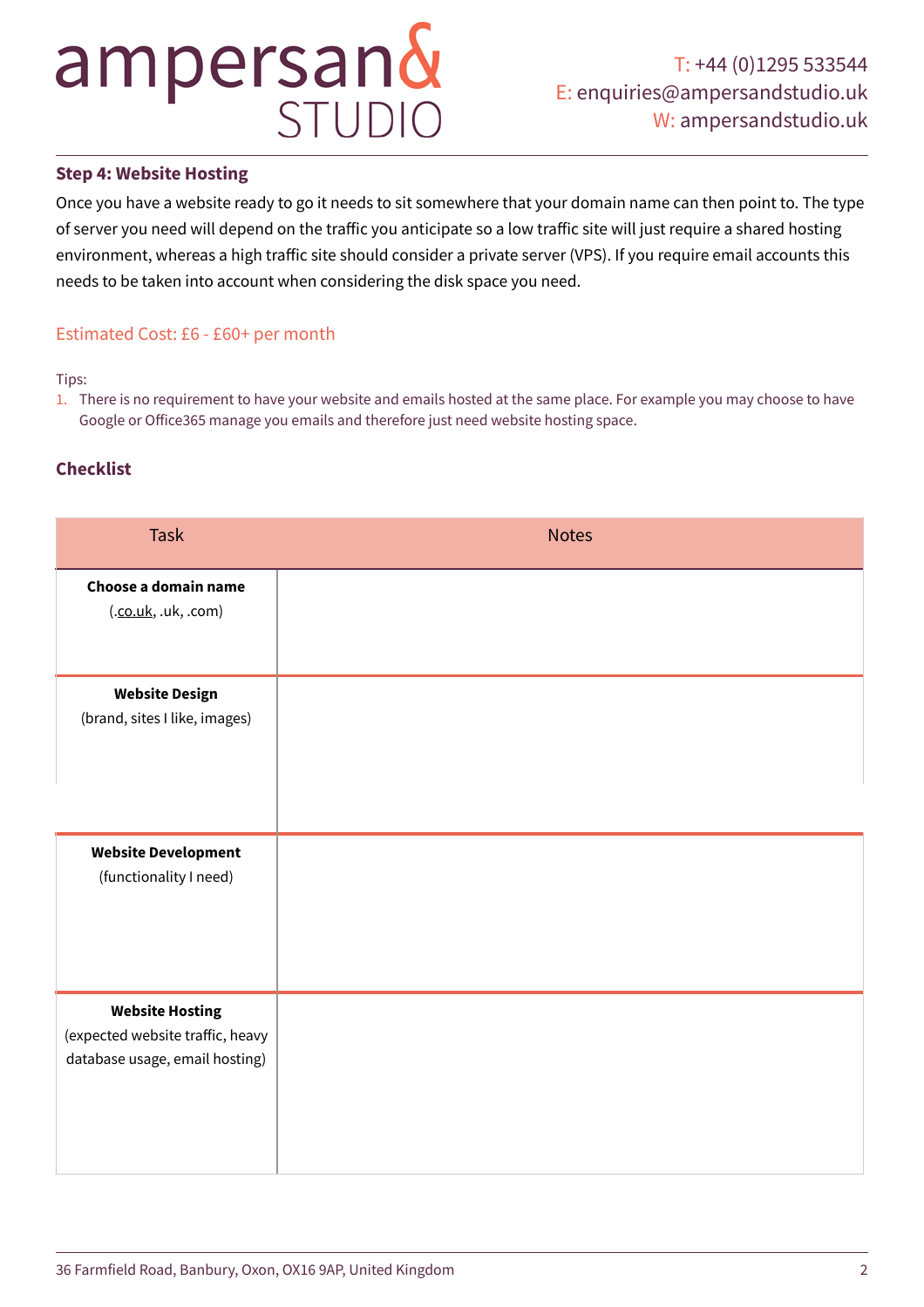ampersan& STUDIO

T: +44 (0)1295 533544
E: enquiries@ampersandstudio.uk
W: ampersandstudio.uk

### Step 4: Website Hosting

Once you have a website ready to go it needs to sit somewhere that your domain name can then point to. The type of server you need will depend on the traffic you anticipate so a low traffic site will just require a shared hosting environment, whereas a high traffic site should consider a private server (VPS). If you require email accounts this needs to be taken into account when considering the disk space you need.

Estimated Cost: £6 - £60+ per month

Tips:

1. There is no requirement to have your website and emails hosted at the same place. For example you may choose to have Google or Office365 manage you emails and therefore just need website hosting space.

### Checklist

| Task | Notes |
|---|---|
| **Choose a domain name** (.co.uk, .uk, .com) | |
| **Website Design** (brand, sites I like, images) | |
| **Website Development** (functionality I need) | |
| **Website Hosting** (expected website traffic, heavy database usage, email hosting) | |

36 Farmfield Road, Banbury, Oxon, OX16 9AP, United Kingdom